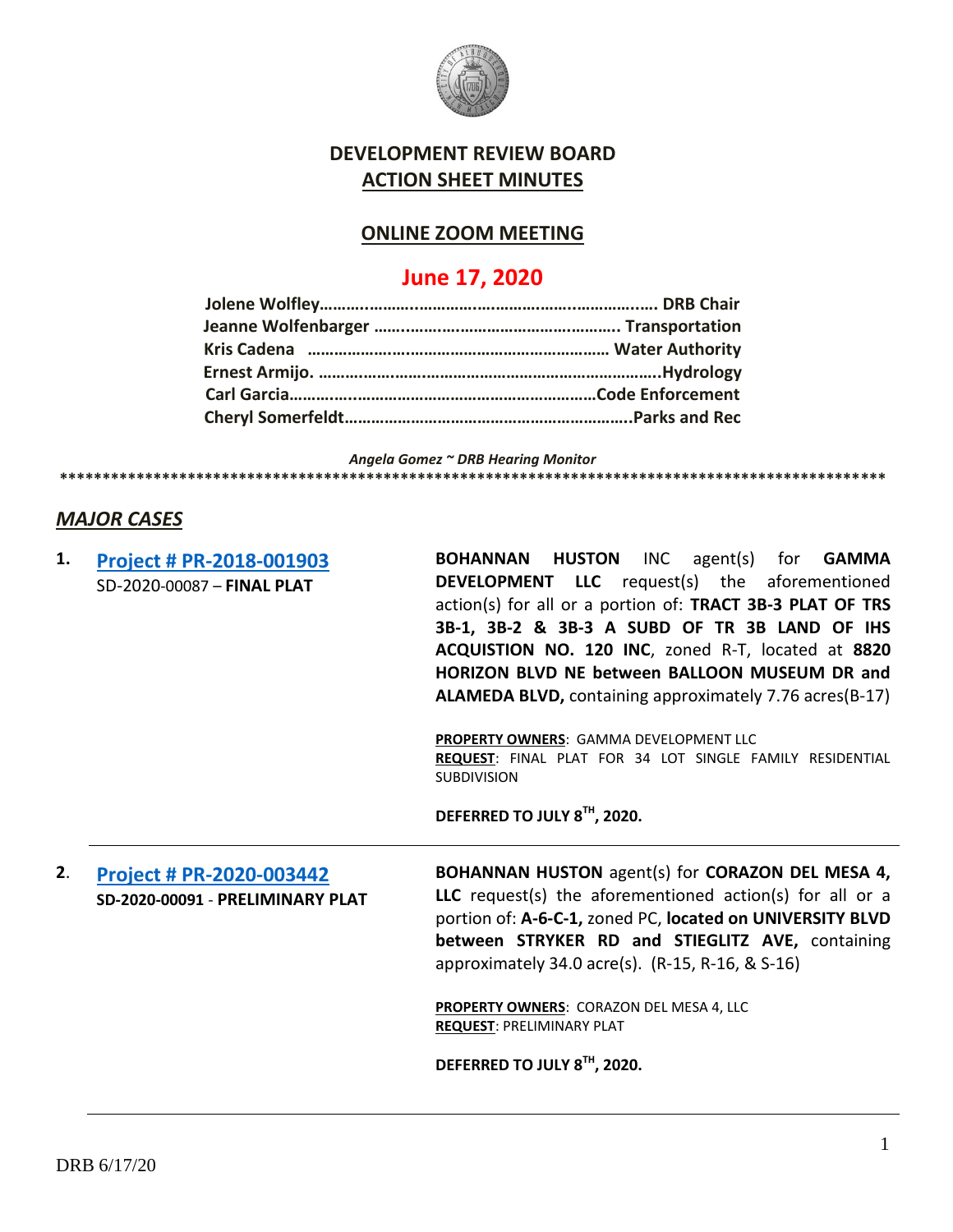# DEVELOPMENT REVIEW BOARD

## ACTION SHEET MINUTES

## ONLINE ZOOM MEETING

## June 17, 2020

**Jolene Wolfley……………………………………………………………… DRB Chair**
**Jeanne Wolfenbarger ………………………………………………. Transportation**
**Kris Cadena ……………………………………………………………… Water Authority**
**Ernest Armijo. ……………………………………………………………………..Hydrology**
**Carl Garcia………………………………………………………………Code Enforcement**
**Cheryl Somerfeldt………………………………………………………..Parks and Rec**

*Angela Gomez ~ DRB Hearing Monitor*

*****************************************************************************************

## *MAJOR CASES*

**1. Project # PR-2018-001903**
SD-2020-00087 – **FINAL PLAT**

**BOHANNAN HUSTON** INC agent(s) for **GAMMA DEVELOPMENT LLC** request(s) the aforementioned action(s) for all or a portion of: **TRACT 3B-3 PLAT OF TRS 3B-1, 3B-2 & 3B-3 A SUBD OF TR 3B LAND OF IHS ACQUISTION NO. 120 INC**, zoned R-T, located at **8820 HORIZON BLVD NE between BALLOON MUSEUM DR and ALAMEDA BLVD,** containing approximately 7.76 acres(B-17)

**PROPERTY OWNERS**: GAMMA DEVELOPMENT LLC
**REQUEST**: FINAL PLAT FOR 34 LOT SINGLE FAMILY RESIDENTIAL SUBDIVISION

**DEFERRED TO JULY 8TH, 2020.**

---

**2. Project # PR-2020-003442**
**SD-2020-00091** - **PRELIMINARY PLAT**

**BOHANNAN HUSTON** agent(s) for **CORAZON DEL MESA 4, LLC** request(s) the aforementioned action(s) for all or a portion of: **A-6-C-1,** zoned PC, **located on UNIVERSITY BLVD between STRYKER RD and STIEGLITZ AVE,** containing approximately 34.0 acre(s). (R-15, R-16, & S-16)

**PROPERTY OWNERS**: CORAZON DEL MESA 4, LLC
**REQUEST**: PRELIMINARY PLAT

**DEFERRED TO JULY 8TH, 2020.**

---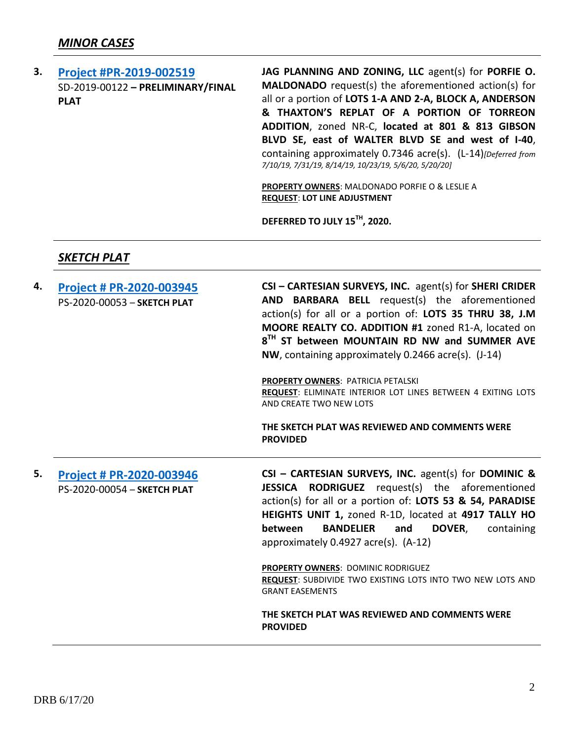## *MINOR CASES*

**3. [Project #PR-2019-002519](#)**
SD-2019-00122 – **PRELIMINARY/FINAL PLAT**

**JAG PLANNING AND ZONING, LLC** agent(s) for **PORFIE O. MALDONADO** request(s) the aforementioned action(s) for all or a portion of **LOTS 1-A AND 2-A, BLOCK A, ANDERSON & THAXTON'S REPLAT OF A PORTION OF TORREON ADDITION**, zoned NR-C, **located at 801 & 813 GIBSON BLVD SE, east of WALTER BLVD SE and west of I-40**, containing approximately 0.7346 acre(s). (L-14)*[Deferred from 7/10/19, 7/31/19, 8/14/19, 10/23/19, 5/6/20, 5/20/20]*

**PROPERTY OWNERS**: MALDONADO PORFIE O & LESLIE A
**REQUEST**: **LOT LINE ADJUSTMENT**

**DEFERRED TO JULY 15TH, 2020.**

## *SKETCH PLAT*

**4. [Project # PR-2020-003945](#)**
PS-2020-00053 – **SKETCH PLAT**

**CSI – CARTESIAN SURVEYS, INC.** agent(s) for **SHERI CRIDER AND BARBARA BELL** request(s) the aforementioned action(s) for all or a portion of: **LOTS 35 THRU 38, J.M MOORE REALTY CO. ADDITION #1** zoned R1-A, located on **8TH ST between MOUNTAIN RD NW and SUMMER AVE NW**, containing approximately 0.2466 acre(s). (J-14)

**PROPERTY OWNERS**: PATRICIA PETALSKI
**REQUEST**: ELIMINATE INTERIOR LOT LINES BETWEEN 4 EXITING LOTS AND CREATE TWO NEW LOTS

**THE SKETCH PLAT WAS REVIEWED AND COMMENTS WERE PROVIDED**

**5. [Project # PR-2020-003946](#)**
PS-2020-00054 – **SKETCH PLAT**

**CSI – CARTESIAN SURVEYS, INC.** agent(s) for **DOMINIC & JESSICA RODRIGUEZ** request(s) the aforementioned action(s) for all or a portion of: **LOTS 53 & 54, PARADISE HEIGHTS UNIT 1,** zoned R-1D, located at **4917 TALLY HO between BANDELIER and DOVER**, containing approximately 0.4927 acre(s). (A-12)

**PROPERTY OWNERS**: DOMINIC RODRIGUEZ
**REQUEST**: SUBDIVIDE TWO EXISTING LOTS INTO TWO NEW LOTS AND GRANT EASEMENTS

**THE SKETCH PLAT WAS REVIEWED AND COMMENTS WERE PROVIDED**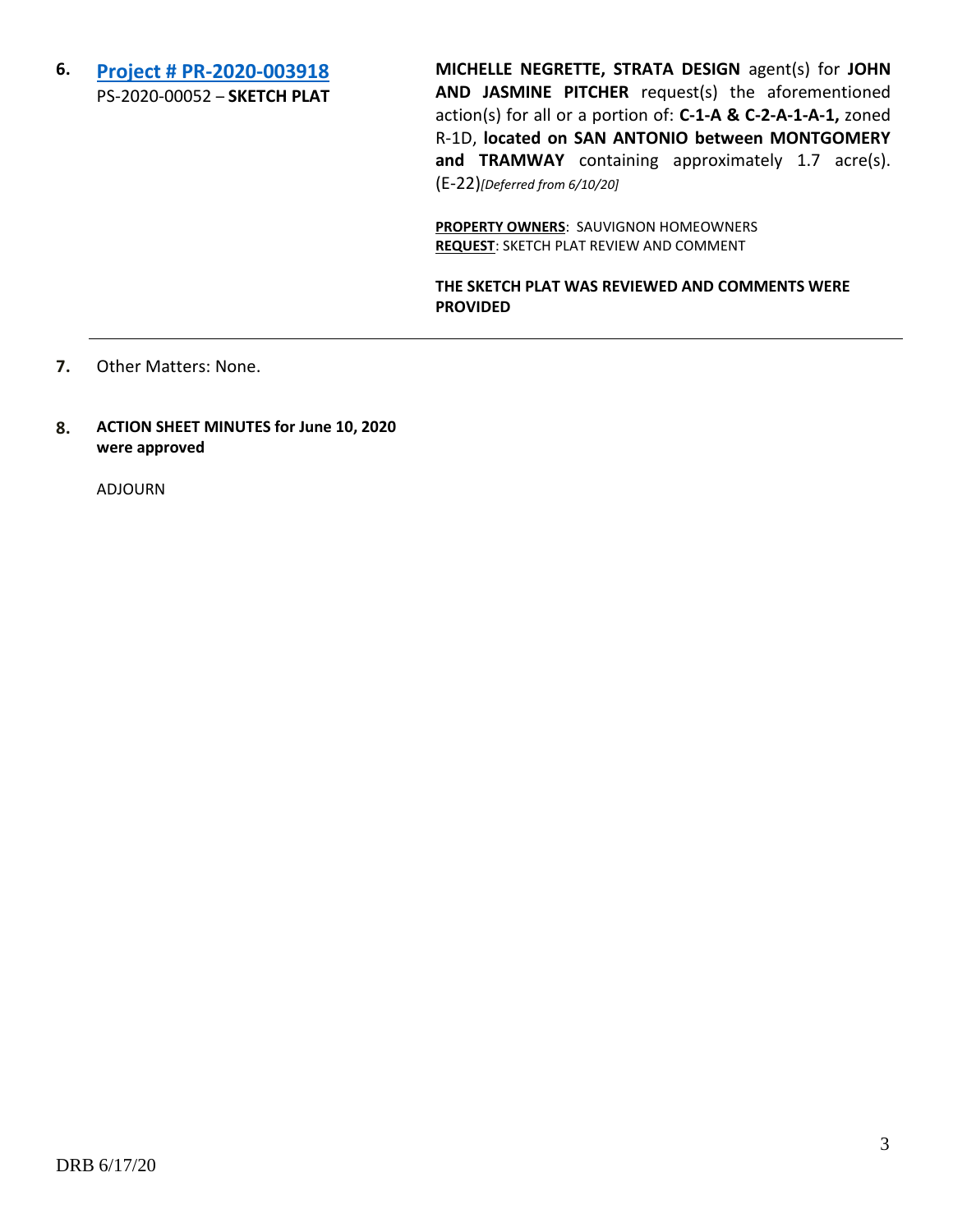**6.** **[Project # PR-2020-003918]**
PS-2020-00052 – **SKETCH PLAT**

**MICHELLE NEGRETTE, STRATA DESIGN** agent(s) for **JOHN AND JASMINE PITCHER** request(s) the aforementioned action(s) for all or a portion of: **C-1-A & C-2-A-1-A-1,** zoned R-1D, **located on SAN ANTONIO between MONTGOMERY and TRAMWAY** containing approximately 1.7 acre(s). (E-22)*[Deferred from 6/10/20]*

**PROPERTY OWNERS**: SAUVIGNON HOMEOWNERS
**REQUEST**: SKETCH PLAT REVIEW AND COMMENT

**THE SKETCH PLAT WAS REVIEWED AND COMMENTS WERE PROVIDED**

---

**7.** Other Matters: None.

**8.** **ACTION SHEET MINUTES for June 10, 2020 were approved**

ADJOURN